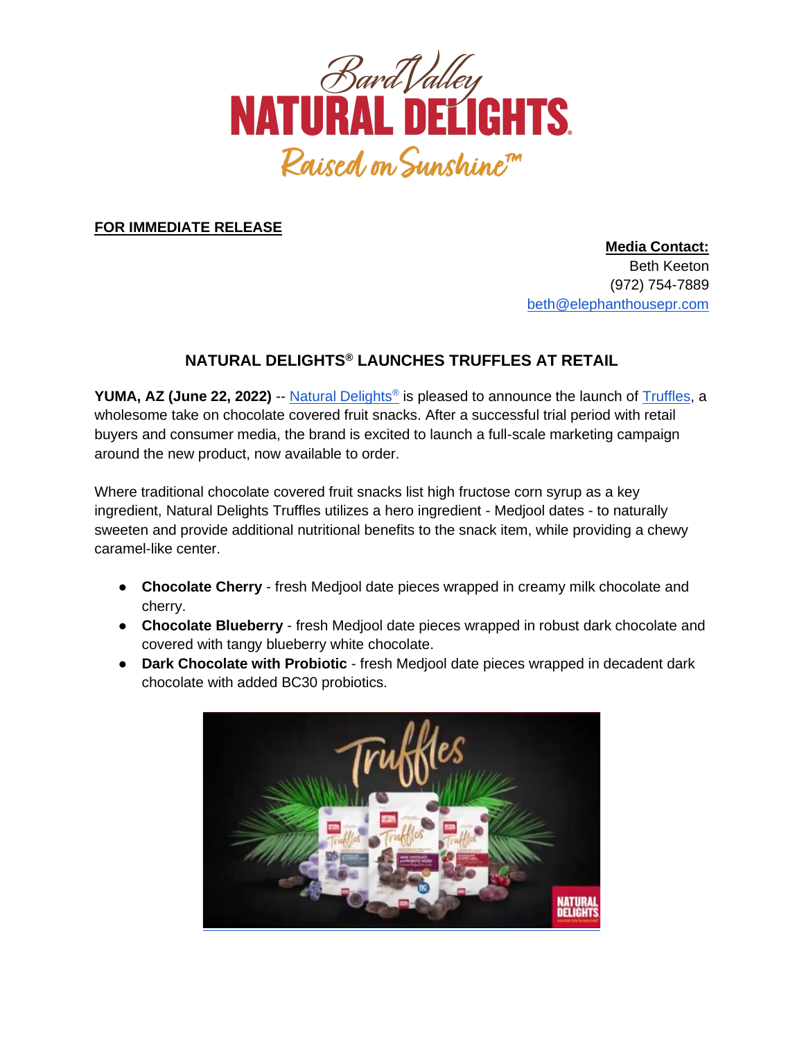**FOR IMMEDIATE RELEASE**

**Media Contact:**
Beth Keeton
(972) 754-7889
beth@elephanthousepr.com

## NATURAL DELIGHTS® LAUNCHES TRUFFLES AT RETAIL

**YUMA, AZ (June 22, 2022)** -- Natural Delights® is pleased to announce the launch of Truffles, a wholesome take on chocolate covered fruit snacks. After a successful trial period with retail buyers and consumer media, the brand is excited to launch a full-scale marketing campaign around the new product, now available to order.

Where traditional chocolate covered fruit snacks list high fructose corn syrup as a key ingredient, Natural Delights Truffles utilizes a hero ingredient - Medjool dates - to naturally sweeten and provide additional nutritional benefits to the snack item, while providing a chewy caramel-like center.

- **Chocolate Cherry** - fresh Medjool date pieces wrapped in creamy milk chocolate and cherry.
- **Chocolate Blueberry** - fresh Medjool date pieces wrapped in robust dark chocolate and covered with tangy blueberry white chocolate.
- **Dark Chocolate with Probiotic** - fresh Medjool date pieces wrapped in decadent dark chocolate with added BC30 probiotics.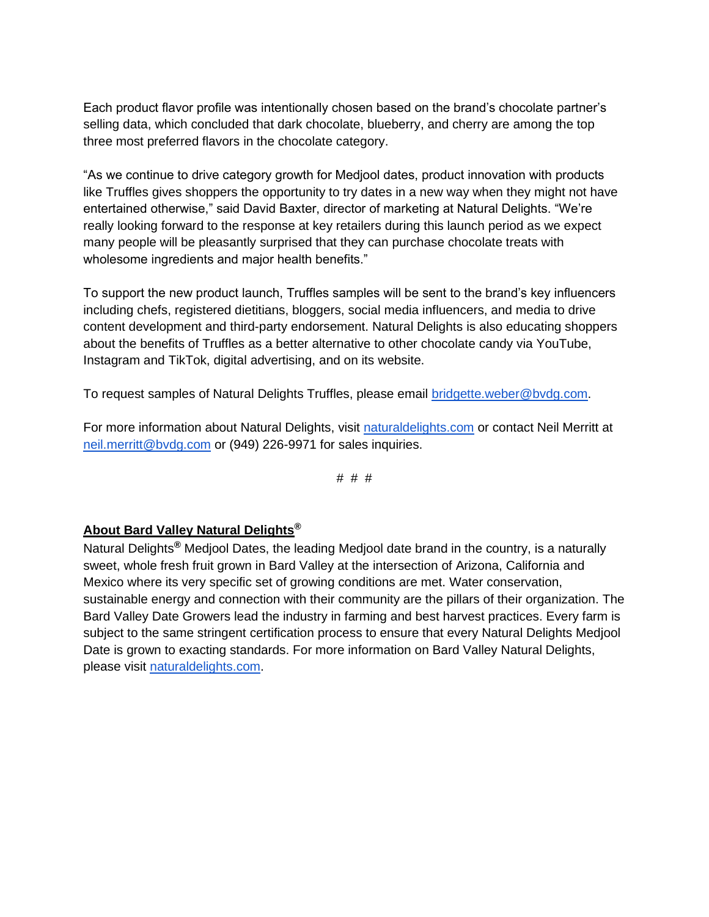Each product flavor profile was intentionally chosen based on the brand's chocolate partner's selling data, which concluded that dark chocolate, blueberry, and cherry are among the top three most preferred flavors in the chocolate category.

"As we continue to drive category growth for Medjool dates, product innovation with products like Truffles gives shoppers the opportunity to try dates in a new way when they might not have entertained otherwise," said David Baxter, director of marketing at Natural Delights. "We're really looking forward to the response at key retailers during this launch period as we expect many people will be pleasantly surprised that they can purchase chocolate treats with wholesome ingredients and major health benefits."

To support the new product launch, Truffles samples will be sent to the brand's key influencers including chefs, registered dietitians, bloggers, social media influencers, and media to drive content development and third-party endorsement. Natural Delights is also educating shoppers about the benefits of Truffles as a better alternative to other chocolate candy via YouTube, Instagram and TikTok, digital advertising, and on its website.

To request samples of Natural Delights Truffles, please email [bridgette.weber@bvdg.com](mailto:bridgette.weber@bvdg.com).

For more information about Natural Delights, visit [naturaldelights.com](http://naturaldelights.com) or contact Neil Merritt at [neil.merritt@bvdg.com](mailto:neil.merritt@bvdg.com) or (949) 226-9971 for sales inquiries.

# # #

**About Bard Valley Natural Delights®**

Natural Delights® Medjool Dates, the leading Medjool date brand in the country, is a naturally sweet, whole fresh fruit grown in Bard Valley at the intersection of Arizona, California and Mexico where its very specific set of growing conditions are met. Water conservation, sustainable energy and connection with their community are the pillars of their organization. The Bard Valley Date Growers lead the industry in farming and best harvest practices. Every farm is subject to the same stringent certification process to ensure that every Natural Delights Medjool Date is grown to exacting standards. For more information on Bard Valley Natural Delights, please visit [naturaldelights.com](http://naturaldelights.com).